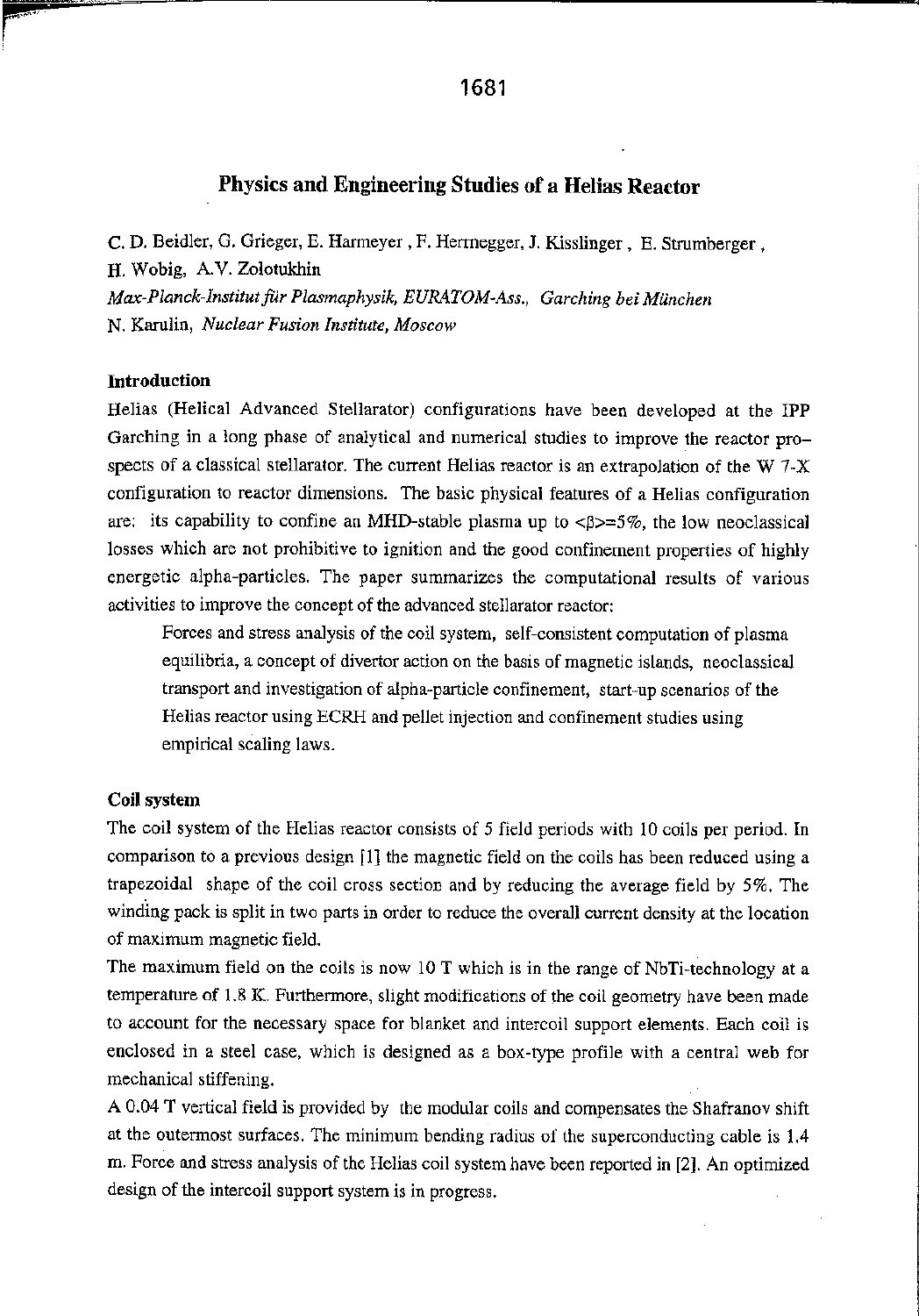# Physics and Engineering Studies of a Helias Reactor

C. D. Beidler, G. Grieger, E. Harmeyer , F. Herrnegger, J. Kisslinger , E. Strumberger , H. Wobig, A.V. Zolotukhin

*Max-Planck-Institut für Plasmaphysik, EURATOM-Ass., Garching bei München*

N. Karulin, *Nuclear Fusion Institute, Moscow*

## Introduction

Helias (Helical Advanced Stellarator) configurations have been developed at the IPP Garching in a long phase of analytical and numerical studies to improve the reactor prospects of a classical stellarator. The current Helias reactor is an extrapolation of the W 7-X configuration to reactor dimensions. The basic physical features of a Helias configuration are: its capability to confine an MHD-stable plasma up to $<\beta>=5\%$, the low neoclassical losses which are not prohibitive to ignition and the good confinement properties of highly energetic alpha-particles. The paper summarizes the computational results of various activities to improve the concept of the advanced stellarator reactor:

Forces and stress analysis of the coil system, self-consistent computation of plasma equilibria, a concept of divertor action on the basis of magnetic islands, neoclassical transport and investigation of alpha-particle confinement, start-up scenarios of the Helias reactor using ECRH and pellet injection and confinement studies using empirical scaling laws.

## Coil system

The coil system of the Helias reactor consists of 5 field periods with 10 coils per period. In comparison to a previous design [1] the magnetic field on the coils has been reduced using a trapezoidal shape of the coil cross section and by reducing the average field by 5%. The winding pack is split in two parts in order to reduce the overall current density at the location of maximum magnetic field.

The maximum field on the coils is now 10 T which is in the range of NbTi-technology at a temperature of 1.8 K. Furthermore, slight modifications of the coil geometry have been made to account for the necessary space for blanket and intercoil support elements. Each coil is enclosed in a steel case, which is designed as a box-type profile with a central web for mechanical stiffening.

A 0.04 T vertical field is provided by the modular coils and compensates the Shafranov shift at the outermost surfaces. The minimum bending radius of the superconducting cable is 1.4 m. Force and stress analysis of the Helias coil system have been reported in [2]. An optimized design of the intercoil support system is in progress.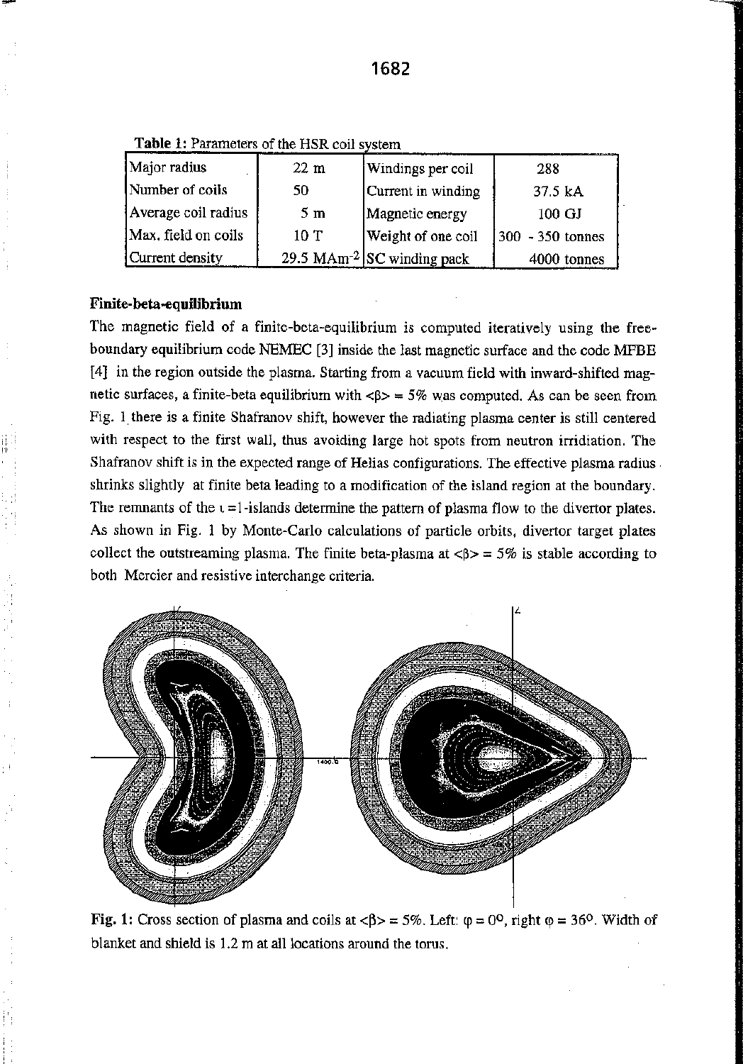**Table 1:** Parameters of the HSR coil system

| Major radius | 22 m | Windings per coil | 288 |
|---|---|---|---|
| Number of coils | 50 | Current in winding | 37.5 kA |
| Average coil radius | 5 m | Magnetic energy | 100 GJ |
| Max. field on coils | 10 T | Weight of one coil | 300 - 350 tonnes |
| Current density | 29.5 $MAm^{-2}$ | SC winding pack | 4000 tonnes |

**Finite-beta-equilibrium**

The magnetic field of a finite-beta-equilibrium is computed iteratively using the free-boundary equilibrium code NEMEC [3] inside the last magnetic surface and the code MFBE [4] in the region outside the plasma. Starting from a vacuum field with inward-shifted magnetic surfaces, a finite-beta equilibrium with $\langle\beta\rangle = 5\%$ was computed. As can be seen from Fig. 1 there is a finite Shafranov shift, however the radiating plasma center is still centered with respect to the first wall, thus avoiding large hot spots from neutron irridiation. The Shafranov shift is in the expected range of Helias configurations. The effective plasma radius shrinks slightly at finite beta leading to a modification of the island region at the boundary. The remnants of the $\iota = 1$-islands determine the pattern of plasma flow to the divertor plates. As shown in Fig. 1 by Monte-Carlo calculations of particle orbits, divertor target plates collect the outstreaming plasma. The finite beta-plasma at $\langle\beta\rangle = 5\%$ is stable according to both Mercier and resistive interchange criteria.

**Fig. 1:** Cross section of plasma and coils at $\langle\beta\rangle = 5\%$. Left: $\varphi = 0^{o}$, right $\varphi = 36^{o}$. Width of blanket and shield is 1.2 m at all locations around the torus.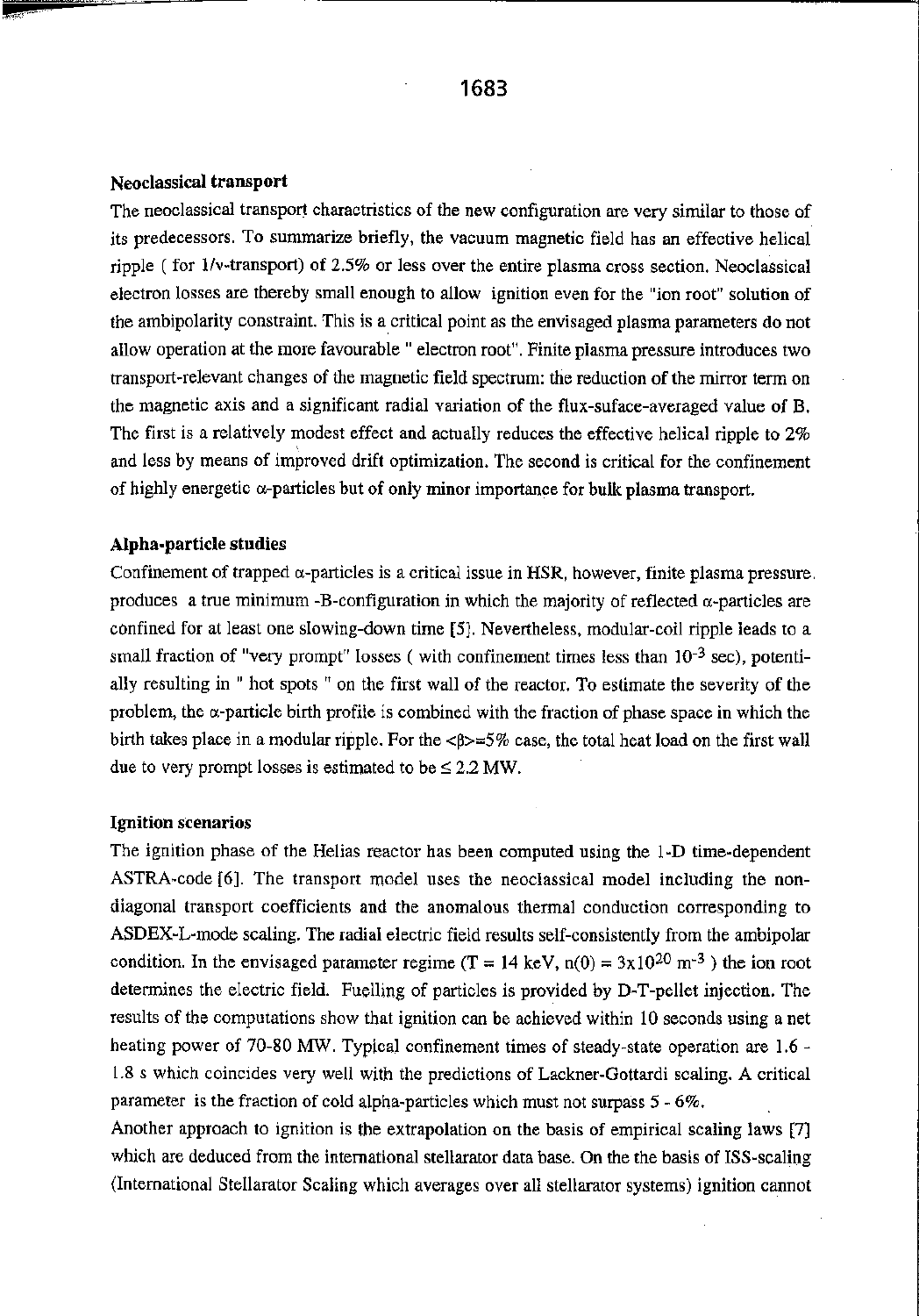**Neoclassical transport**

The neoclassical transport charactristics of the new configuration are very similar to those of its predecessors. To summarize briefly, the vacuum magnetic field has an effective helical ripple ( for $1/\nu$-transport) of 2.5% or less over the entire plasma cross section. Neoclassical electron losses are thereby small enough to allow ignition even for the "ion root" solution of the ambipolarity constraint. This is a critical point as the envisaged plasma parameters do not allow operation at the more favourable " electron root". Finite plasma pressure introduces two transport-relevant changes of the magnetic field spectrum: the reduction of the mirror term on the magnetic axis and a significant radial variation of the flux-suface-averaged value of B. The first is a relatively modest effect and actually reduces the effective helical ripple to 2% and less by means of improved drift optimization. The second is critical for the confinement of highly energetic $\alpha$-particles but of only minor importance for bulk plasma transport.

**Alpha-particle studies**

Confinement of trapped $\alpha$-particles is a critical issue in HSR, however, finite plasma pressure produces a true minimum -B-configuration in which the majority of reflected $\alpha$-particles are confined for at least one slowing-down time [5]. Nevertheless, modular-coil ripple leads to a small fraction of "very prompt" losses ( with confinement times less than $10^{-3}$ sec), potentially resulting in " hot spots " on the first wall of the reactor. To estimate the severity of the problem, the $\alpha$-particle birth profile is combined with the fraction of phase space in which the birth takes place in a modular ripple. For the $<\beta>=5\%$ case, the total heat load on the first wall due to very prompt losses is estimated to be $\leq 2.2$ MW.

**Ignition scenarios**

The ignition phase of the Helias reactor has been computed using the 1-D time-dependent ASTRA-code [6]. The transport model uses the neoclassical model including the non-diagonal transport coefficients and the anomalous thermal conduction corresponding to ASDEX-L-mode scaling. The radial electric field results self-consistently from the ambipolar condition. In the envisaged parameter regime (T = 14 keV, $n(0) = 3\times10^{20}$ $m^{-3}$ ) the ion root determines the electric field. Fuelling of particles is provided by D-T-pellet injection. The results of the computations show that ignition can be achieved within 10 seconds using a net heating power of 70-80 MW. Typical confinement times of steady-state operation are 1.6 - 1.8 s which coincides very well with the predictions of Lackner-Gottardi scaling. A critical parameter is the fraction of cold alpha-particles which must not surpass 5 - 6%.

Another approach to ignition is the extrapolation on the basis of empirical scaling laws [7] which are deduced from the international stellarator data base. On the the basis of ISS-scaling (International Stellarator Scaling which averages over all stellarator systems) ignition cannot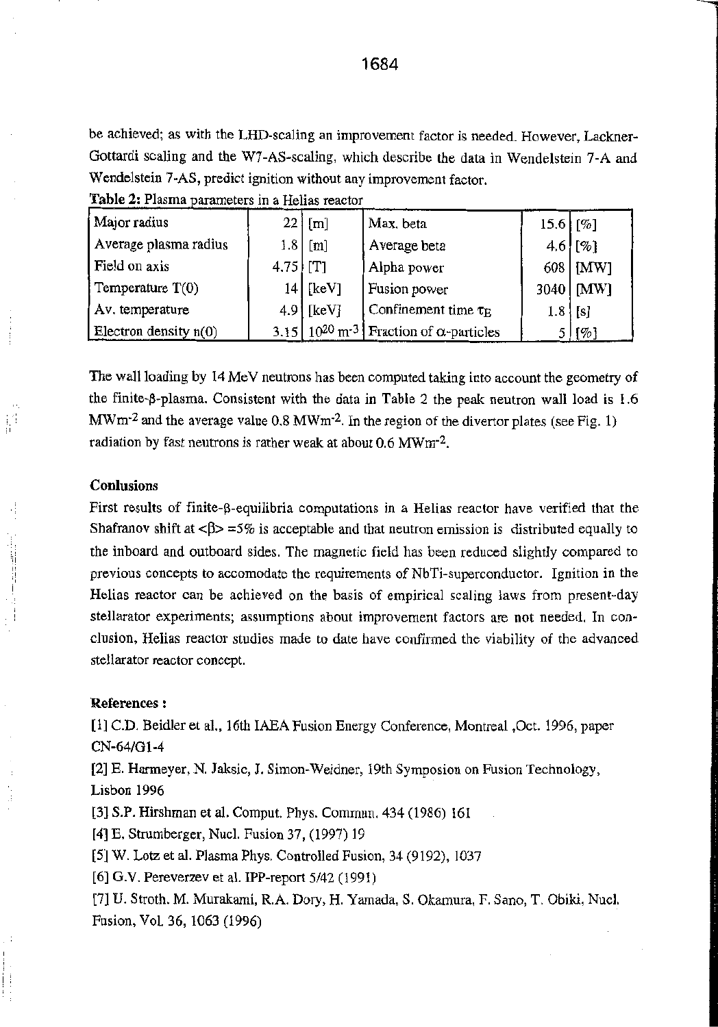be achieved; as with the LHD-scaling an improvement factor is needed. However, Lackner-Gottardi scaling and the W7-AS-scaling, which describe the data in Wendelstein 7-A and Wendelstein 7-AS, predict ignition without any improvement factor.

**Table 2:** Plasma parameters in a Helias reactor

| | | | | | |
|---|---|---|---|---|---|
| Major radius | 22 | [m] | Max. beta | 15.6 | [%] |
| Average plasma radius | 1.8 | [m] | Average beta | 4.6 | [%] |
| Field on axis | 4.75 | [T] | Alpha power | 608 | [MW] |
| Temperature T(0) | 14 | [keV] | Fusion power | 3040 | [MW] |
| Av. temperature | 4.9 | [keV] | Confinement time $\tau_E$ | 1.8 | [s] |
| Electron density n(0) | 3.15 | $10^{20}$ m$^{-3}$ | Fraction of $\alpha$-particles | 5 | [%] |

The wall loading by 14 MeV neutrons has been computed taking into account the geometry of the finite-$\beta$-plasma. Consistent with the data in Table 2 the peak neutron wall load is 1.6 MWm$^{-2}$ and the average value 0.8 MWm$^{-2}$. In the region of the divertor plates (see Fig. 1) radiation by fast neutrons is rather weak at about 0.6 MWm$^{-2}$.

**Conlusions**

First results of finite-$\beta$-equilibria computations in a Helias reactor have verified that the Shafranov shift at $<\beta> =5\%$ is acceptable and that neutron emission is distributed equally to the inboard and outboard sides. The magnetic field has been reduced slightly compared to previous concepts to accomodate the requirements of NbTi-superconductor. Ignition in the Helias reactor can be achieved on the basis of empirical scaling laws from present-day stellarator experiments; assumptions about improvement factors are not needed. In conclusion, Helias reactor studies made to date have confirmed the viability of the advanced stellarator reactor concept.

**References :**

[1] C.D. Beidler et al., 16th IAEA Fusion Energy Conference, Montreal ,Oct. 1996, paper CN-64/G1-4

[2] E. Harmeyer, N. Jaksic, J. Simon-Weidner, 19th Symposion on Fusion Technology, Lisbon 1996

[3] S.P. Hirshman et al. Comput. Phys. Commun. 434 (1986) 161

[4] E. Strumberger, Nucl. Fusion 37, (1997) 19

[5] W. Lotz et al. Plasma Phys. Controlled Fusion, 34 (9192), 1037

[6] G.V. Pereverzev et al. IPP-report 5/42 (1991)

[7] U. Stroth. M. Murakami, R.A. Dory, H. Yamada, S. Okamura, F. Sano, T. Obiki, Nucl. Fusion, Vol. 36, 1063 (1996)